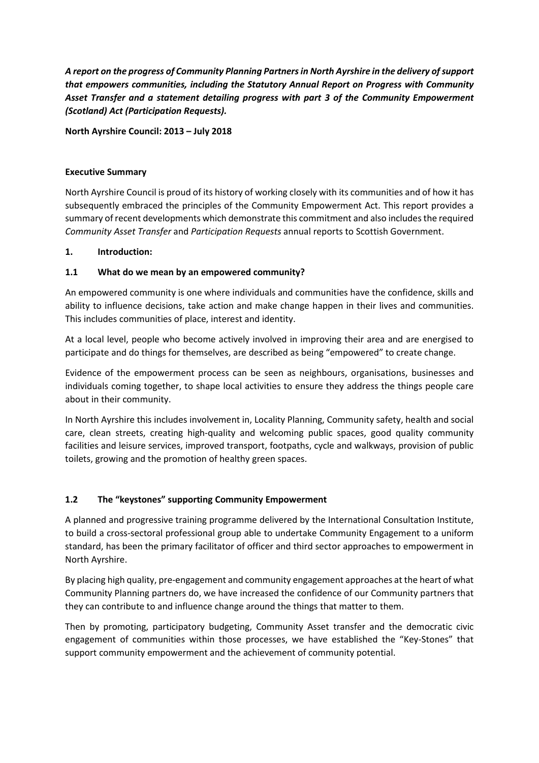***A report on the progress of Community Planning Partners in North Ayrshire in the delivery of support that empowers communities, including the Statutory Annual Report on Progress with Community Asset Transfer and a statement detailing progress with part 3 of the Community Empowerment (Scotland) Act (Participation Requests).***

**North Ayrshire Council: 2013 – July 2018**

## Executive Summary

North Ayrshire Council is proud of its history of working closely with its communities and of how it has subsequently embraced the principles of the Community Empowerment Act. This report provides a summary of recent developments which demonstrate this commitment and also includes the required *Community Asset Transfer* and *Participation Requests* annual reports to Scottish Government.

## 1. Introduction:

### 1.1 What do we mean by an empowered community?

An empowered community is one where individuals and communities have the confidence, skills and ability to influence decisions, take action and make change happen in their lives and communities. This includes communities of place, interest and identity.

At a local level, people who become actively involved in improving their area and are energised to participate and do things for themselves, are described as being "empowered" to create change.

Evidence of the empowerment process can be seen as neighbours, organisations, businesses and individuals coming together, to shape local activities to ensure they address the things people care about in their community.

In North Ayrshire this includes involvement in, Locality Planning, Community safety, health and social care, clean streets, creating high-quality and welcoming public spaces, good quality community facilities and leisure services, improved transport, footpaths, cycle and walkways, provision of public toilets, growing and the promotion of healthy green spaces.

### 1.2 The "keystones" supporting Community Empowerment

A planned and progressive training programme delivered by the International Consultation Institute, to build a cross-sectoral professional group able to undertake Community Engagement to a uniform standard, has been the primary facilitator of officer and third sector approaches to empowerment in North Ayrshire.

By placing high quality, pre-engagement and community engagement approaches at the heart of what Community Planning partners do, we have increased the confidence of our Community partners that they can contribute to and influence change around the things that matter to them.

Then by promoting, participatory budgeting, Community Asset transfer and the democratic civic engagement of communities within those processes, we have established the "Key-Stones" that support community empowerment and the achievement of community potential.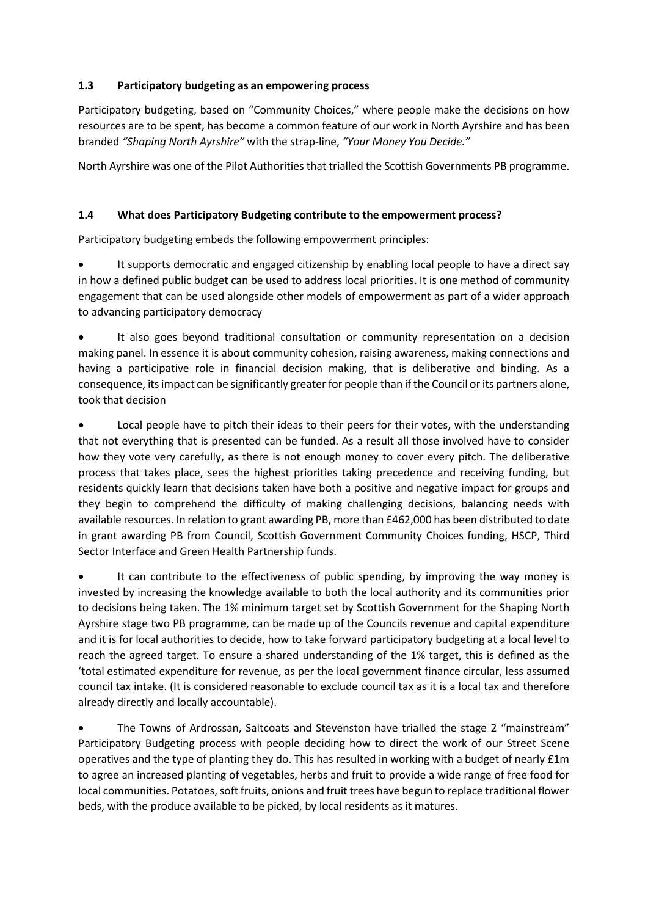### 1.3 Participatory budgeting as an empowering process

Participatory budgeting, based on "Community Choices," where people make the decisions on how resources are to be spent, has become a common feature of our work in North Ayrshire and has been branded *"Shaping North Ayrshire"* with the strap-line, *"Your Money You Decide."*

North Ayrshire was one of the Pilot Authorities that trialled the Scottish Governments PB programme.

### 1.4 What does Participatory Budgeting contribute to the empowerment process?

Participatory budgeting embeds the following empowerment principles:

- It supports democratic and engaged citizenship by enabling local people to have a direct say in how a defined public budget can be used to address local priorities. It is one method of community engagement that can be used alongside other models of empowerment as part of a wider approach to advancing participatory democracy
- It also goes beyond traditional consultation or community representation on a decision making panel. In essence it is about community cohesion, raising awareness, making connections and having a participative role in financial decision making, that is deliberative and binding. As a consequence, its impact can be significantly greater for people than if the Council or its partners alone, took that decision
- Local people have to pitch their ideas to their peers for their votes, with the understanding that not everything that is presented can be funded. As a result all those involved have to consider how they vote very carefully, as there is not enough money to cover every pitch. The deliberative process that takes place, sees the highest priorities taking precedence and receiving funding, but residents quickly learn that decisions taken have both a positive and negative impact for groups and they begin to comprehend the difficulty of making challenging decisions, balancing needs with available resources. In relation to grant awarding PB, more than £462,000 has been distributed to date in grant awarding PB from Council, Scottish Government Community Choices funding, HSCP, Third Sector Interface and Green Health Partnership funds.
- It can contribute to the effectiveness of public spending, by improving the way money is invested by increasing the knowledge available to both the local authority and its communities prior to decisions being taken. The 1% minimum target set by Scottish Government for the Shaping North Ayrshire stage two PB programme, can be made up of the Councils revenue and capital expenditure and it is for local authorities to decide, how to take forward participatory budgeting at a local level to reach the agreed target. To ensure a shared understanding of the 1% target, this is defined as the 'total estimated expenditure for revenue, as per the local government finance circular, less assumed council tax intake. (It is considered reasonable to exclude council tax as it is a local tax and therefore already directly and locally accountable).
- The Towns of Ardrossan, Saltcoats and Stevenston have trialled the stage 2 "mainstream" Participatory Budgeting process with people deciding how to direct the work of our Street Scene operatives and the type of planting they do. This has resulted in working with a budget of nearly £1m to agree an increased planting of vegetables, herbs and fruit to provide a wide range of free food for local communities. Potatoes, soft fruits, onions and fruit trees have begun to replace traditional flower beds, with the produce available to be picked, by local residents as it matures.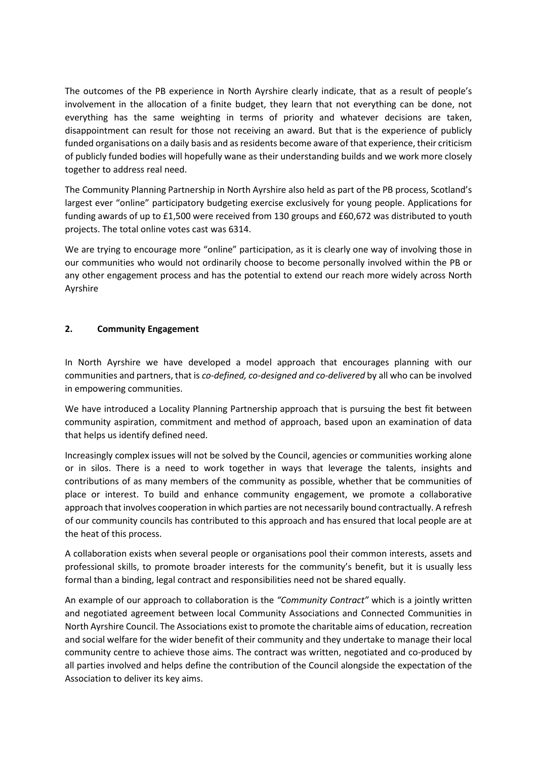The outcomes of the PB experience in North Ayrshire clearly indicate, that as a result of people's involvement in the allocation of a finite budget, they learn that not everything can be done, not everything has the same weighting in terms of priority and whatever decisions are taken, disappointment can result for those not receiving an award. But that is the experience of publicly funded organisations on a daily basis and as residents become aware of that experience, their criticism of publicly funded bodies will hopefully wane as their understanding builds and we work more closely together to address real need.

The Community Planning Partnership in North Ayrshire also held as part of the PB process, Scotland's largest ever "online" participatory budgeting exercise exclusively for young people. Applications for funding awards of up to £1,500 were received from 130 groups and £60,672 was distributed to youth projects. The total online votes cast was 6314.

We are trying to encourage more "online" participation, as it is clearly one way of involving those in our communities who would not ordinarily choose to become personally involved within the PB or any other engagement process and has the potential to extend our reach more widely across North Ayrshire

## 2. Community Engagement

In North Ayrshire we have developed a model approach that encourages planning with our communities and partners, that is *co-defined, co-designed and co-delivered* by all who can be involved in empowering communities.

We have introduced a Locality Planning Partnership approach that is pursuing the best fit between community aspiration, commitment and method of approach, based upon an examination of data that helps us identify defined need.

Increasingly complex issues will not be solved by the Council, agencies or communities working alone or in silos. There is a need to work together in ways that leverage the talents, insights and contributions of as many members of the community as possible, whether that be communities of place or interest. To build and enhance community engagement, we promote a collaborative approach that involves cooperation in which parties are not necessarily bound contractually. A refresh of our community councils has contributed to this approach and has ensured that local people are at the heat of this process.

A collaboration exists when several people or organisations pool their common interests, assets and professional skills, to promote broader interests for the community's benefit, but it is usually less formal than a binding, legal contract and responsibilities need not be shared equally.

An example of our approach to collaboration is the *"Community Contract"* which is a jointly written and negotiated agreement between local Community Associations and Connected Communities in North Ayrshire Council. The Associations exist to promote the charitable aims of education, recreation and social welfare for the wider benefit of their community and they undertake to manage their local community centre to achieve those aims. The contract was written, negotiated and co-produced by all parties involved and helps define the contribution of the Council alongside the expectation of the Association to deliver its key aims.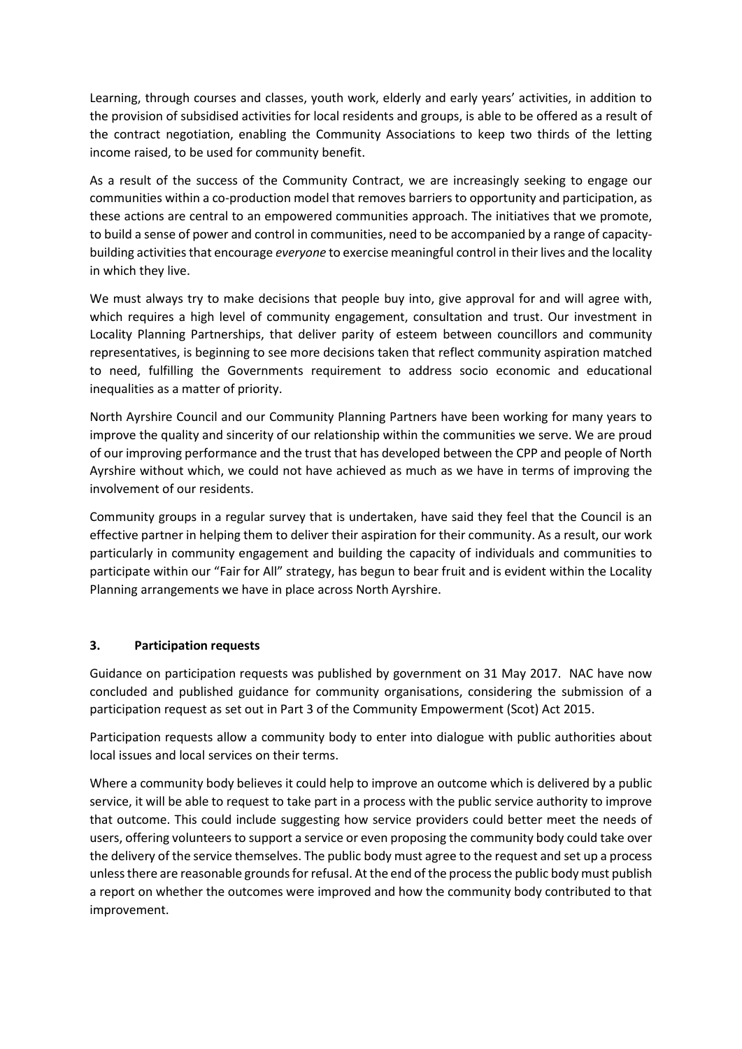Learning, through courses and classes, youth work, elderly and early years' activities, in addition to the provision of subsidised activities for local residents and groups, is able to be offered as a result of the contract negotiation, enabling the Community Associations to keep two thirds of the letting income raised, to be used for community benefit.

As a result of the success of the Community Contract, we are increasingly seeking to engage our communities within a co-production model that removes barriers to opportunity and participation, as these actions are central to an empowered communities approach. The initiatives that we promote, to build a sense of power and control in communities, need to be accompanied by a range of capacity-building activities that encourage *everyone* to exercise meaningful control in their lives and the locality in which they live.

We must always try to make decisions that people buy into, give approval for and will agree with, which requires a high level of community engagement, consultation and trust. Our investment in Locality Planning Partnerships, that deliver parity of esteem between councillors and community representatives, is beginning to see more decisions taken that reflect community aspiration matched to need, fulfilling the Governments requirement to address socio economic and educational inequalities as a matter of priority.

North Ayrshire Council and our Community Planning Partners have been working for many years to improve the quality and sincerity of our relationship within the communities we serve. We are proud of our improving performance and the trust that has developed between the CPP and people of North Ayrshire without which, we could not have achieved as much as we have in terms of improving the involvement of our residents.

Community groups in a regular survey that is undertaken, have said they feel that the Council is an effective partner in helping them to deliver their aspiration for their community. As a result, our work particularly in community engagement and building the capacity of individuals and communities to participate within our "Fair for All" strategy, has begun to bear fruit and is evident within the Locality Planning arrangements we have in place across North Ayrshire.

## 3. Participation requests

Guidance on participation requests was published by government on 31 May 2017. NAC have now concluded and published guidance for community organisations, considering the submission of a participation request as set out in Part 3 of the Community Empowerment (Scot) Act 2015.

Participation requests allow a community body to enter into dialogue with public authorities about local issues and local services on their terms.

Where a community body believes it could help to improve an outcome which is delivered by a public service, it will be able to request to take part in a process with the public service authority to improve that outcome. This could include suggesting how service providers could better meet the needs of users, offering volunteers to support a service or even proposing the community body could take over the delivery of the service themselves. The public body must agree to the request and set up a process unless there are reasonable grounds for refusal. At the end of the process the public body must publish a report on whether the outcomes were improved and how the community body contributed to that improvement.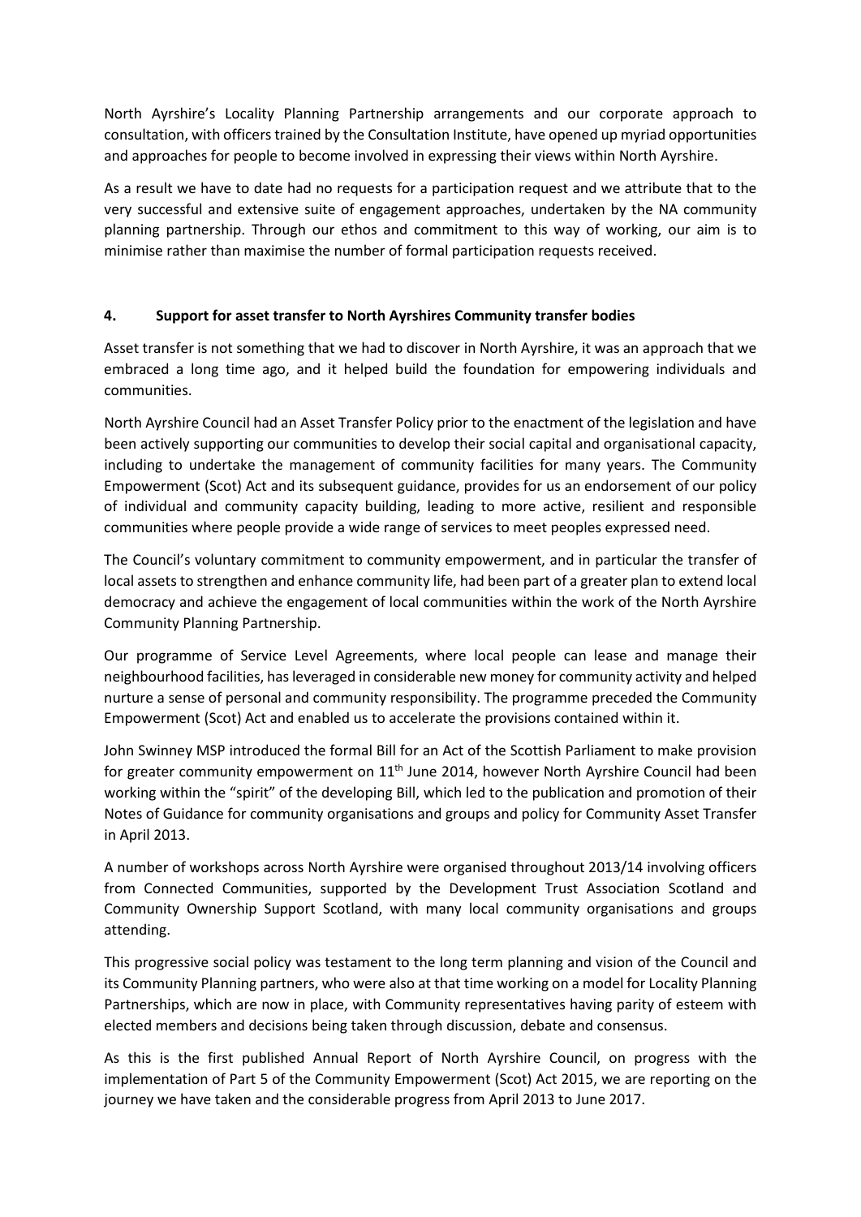North Ayrshire's Locality Planning Partnership arrangements and our corporate approach to consultation, with officers trained by the Consultation Institute, have opened up myriad opportunities and approaches for people to become involved in expressing their views within North Ayrshire.

As a result we have to date had no requests for a participation request and we attribute that to the very successful and extensive suite of engagement approaches, undertaken by the NA community planning partnership. Through our ethos and commitment to this way of working, our aim is to minimise rather than maximise the number of formal participation requests received.

## 4. Support for asset transfer to North Ayrshires Community transfer bodies

Asset transfer is not something that we had to discover in North Ayrshire, it was an approach that we embraced a long time ago, and it helped build the foundation for empowering individuals and communities.

North Ayrshire Council had an Asset Transfer Policy prior to the enactment of the legislation and have been actively supporting our communities to develop their social capital and organisational capacity, including to undertake the management of community facilities for many years. The Community Empowerment (Scot) Act and its subsequent guidance, provides for us an endorsement of our policy of individual and community capacity building, leading to more active, resilient and responsible communities where people provide a wide range of services to meet peoples expressed need.

The Council's voluntary commitment to community empowerment, and in particular the transfer of local assets to strengthen and enhance community life, had been part of a greater plan to extend local democracy and achieve the engagement of local communities within the work of the North Ayrshire Community Planning Partnership.

Our programme of Service Level Agreements, where local people can lease and manage their neighbourhood facilities, has leveraged in considerable new money for community activity and helped nurture a sense of personal and community responsibility. The programme preceded the Community Empowerment (Scot) Act and enabled us to accelerate the provisions contained within it.

John Swinney MSP introduced the formal Bill for an Act of the Scottish Parliament to make provision for greater community empowerment on 11th June 2014, however North Ayrshire Council had been working within the "spirit" of the developing Bill, which led to the publication and promotion of their Notes of Guidance for community organisations and groups and policy for Community Asset Transfer in April 2013.

A number of workshops across North Ayrshire were organised throughout 2013/14 involving officers from Connected Communities, supported by the Development Trust Association Scotland and Community Ownership Support Scotland, with many local community organisations and groups attending.

This progressive social policy was testament to the long term planning and vision of the Council and its Community Planning partners, who were also at that time working on a model for Locality Planning Partnerships, which are now in place, with Community representatives having parity of esteem with elected members and decisions being taken through discussion, debate and consensus.

As this is the first published Annual Report of North Ayrshire Council, on progress with the implementation of Part 5 of the Community Empowerment (Scot) Act 2015, we are reporting on the journey we have taken and the considerable progress from April 2013 to June 2017.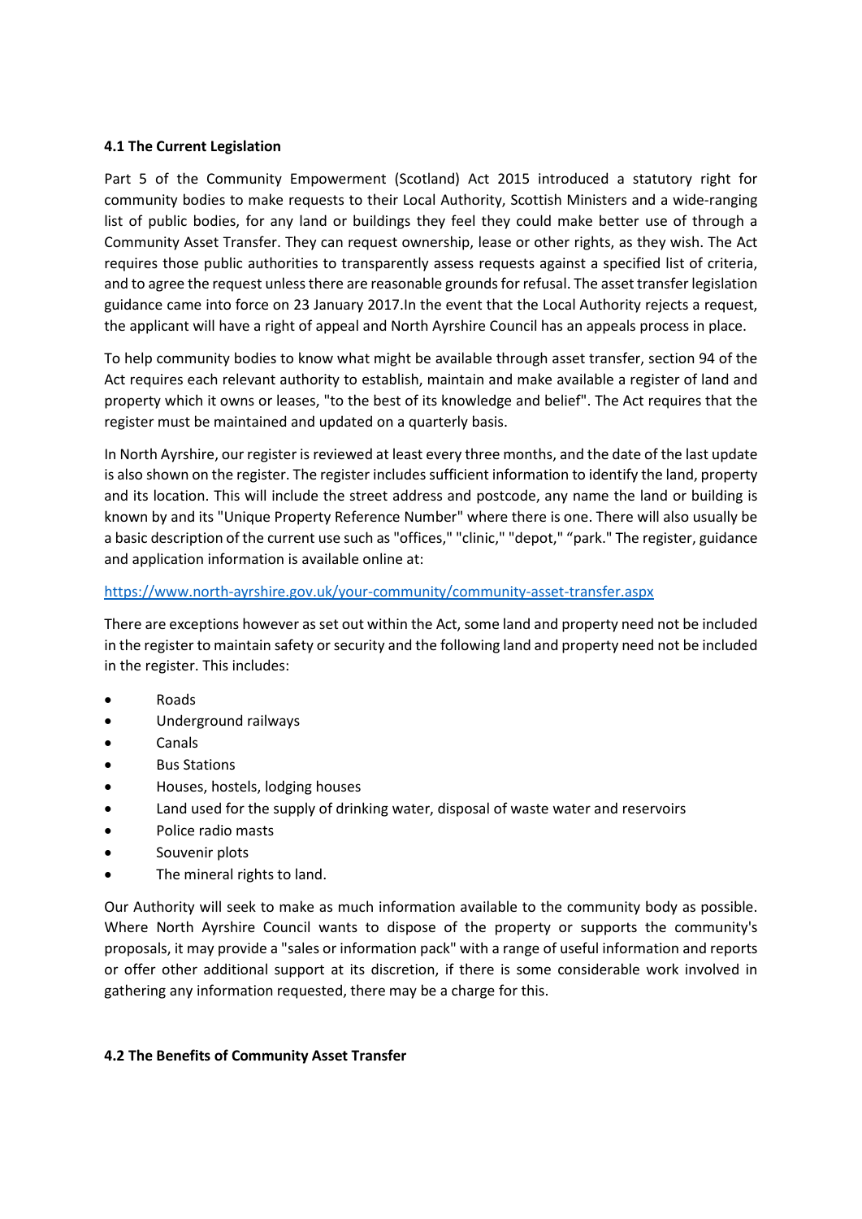**4.1 The Current Legislation**

Part 5 of the Community Empowerment (Scotland) Act 2015 introduced a statutory right for community bodies to make requests to their Local Authority, Scottish Ministers and a wide-ranging list of public bodies, for any land or buildings they feel they could make better use of through a Community Asset Transfer. They can request ownership, lease or other rights, as they wish. The Act requires those public authorities to transparently assess requests against a specified list of criteria, and to agree the request unless there are reasonable grounds for refusal. The asset transfer legislation guidance came into force on 23 January 2017.In the event that the Local Authority rejects a request, the applicant will have a right of appeal and North Ayrshire Council has an appeals process in place.

To help community bodies to know what might be available through asset transfer, section 94 of the Act requires each relevant authority to establish, maintain and make available a register of land and property which it owns or leases, "to the best of its knowledge and belief". The Act requires that the register must be maintained and updated on a quarterly basis.

In North Ayrshire, our register is reviewed at least every three months, and the date of the last update is also shown on the register. The register includes sufficient information to identify the land, property and its location. This will include the street address and postcode, any name the land or building is known by and its "Unique Property Reference Number" where there is one. There will also usually be a basic description of the current use such as "offices," "clinic," "depot," "park." The register, guidance and application information is available online at:

https://www.north-ayrshire.gov.uk/your-community/community-asset-transfer.aspx

There are exceptions however as set out within the Act, some land and property need not be included in the register to maintain safety or security and the following land and property need not be included in the register. This includes:

- Roads
- Underground railways
- Canals
- Bus Stations
- Houses, hostels, lodging houses
- Land used for the supply of drinking water, disposal of waste water and reservoirs
- Police radio masts
- Souvenir plots
- The mineral rights to land.

Our Authority will seek to make as much information available to the community body as possible. Where North Ayrshire Council wants to dispose of the property or supports the community's proposals, it may provide a "sales or information pack" with a range of useful information and reports or offer other additional support at its discretion, if there is some considerable work involved in gathering any information requested, there may be a charge for this.

**4.2 The Benefits of Community Asset Transfer**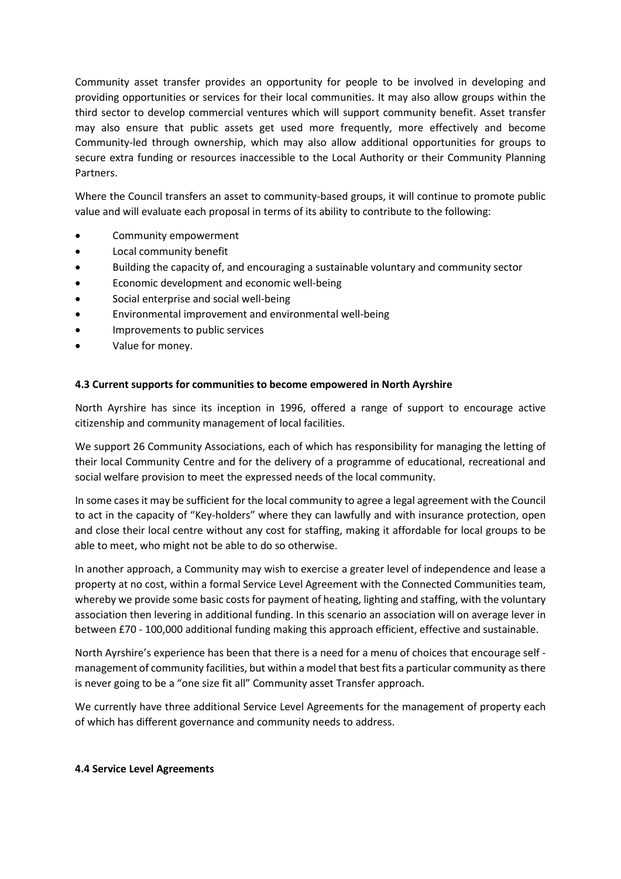Community asset transfer provides an opportunity for people to be involved in developing and providing opportunities or services for their local communities. It may also allow groups within the third sector to develop commercial ventures which will support community benefit. Asset transfer may also ensure that public assets get used more frequently, more effectively and become Community-led through ownership, which may also allow additional opportunities for groups to secure extra funding or resources inaccessible to the Local Authority or their Community Planning Partners.

Where the Council transfers an asset to community-based groups, it will continue to promote public value and will evaluate each proposal in terms of its ability to contribute to the following:

- Community empowerment
- Local community benefit
- Building the capacity of, and encouraging a sustainable voluntary and community sector
- Economic development and economic well-being
- Social enterprise and social well-being
- Environmental improvement and environmental well-being
- Improvements to public services
- Value for money.

### 4.3 Current supports for communities to become empowered in North Ayrshire

North Ayrshire has since its inception in 1996, offered a range of support to encourage active citizenship and community management of local facilities.

We support 26 Community Associations, each of which has responsibility for managing the letting of their local Community Centre and for the delivery of a programme of educational, recreational and social welfare provision to meet the expressed needs of the local community.

In some cases it may be sufficient for the local community to agree a legal agreement with the Council to act in the capacity of "Key-holders" where they can lawfully and with insurance protection, open and close their local centre without any cost for staffing, making it affordable for local groups to be able to meet, who might not be able to do so otherwise.

In another approach, a Community may wish to exercise a greater level of independence and lease a property at no cost, within a formal Service Level Agreement with the Connected Communities team, whereby we provide some basic costs for payment of heating, lighting and staffing, with the voluntary association then levering in additional funding. In this scenario an association will on average lever in between £70 - 100,000 additional funding making this approach efficient, effective and sustainable.

North Ayrshire's experience has been that there is a need for a menu of choices that encourage self - management of community facilities, but within a model that best fits a particular community as there is never going to be a "one size fit all" Community asset Transfer approach.

We currently have three additional Service Level Agreements for the management of property each of which has different governance and community needs to address.

### 4.4 Service Level Agreements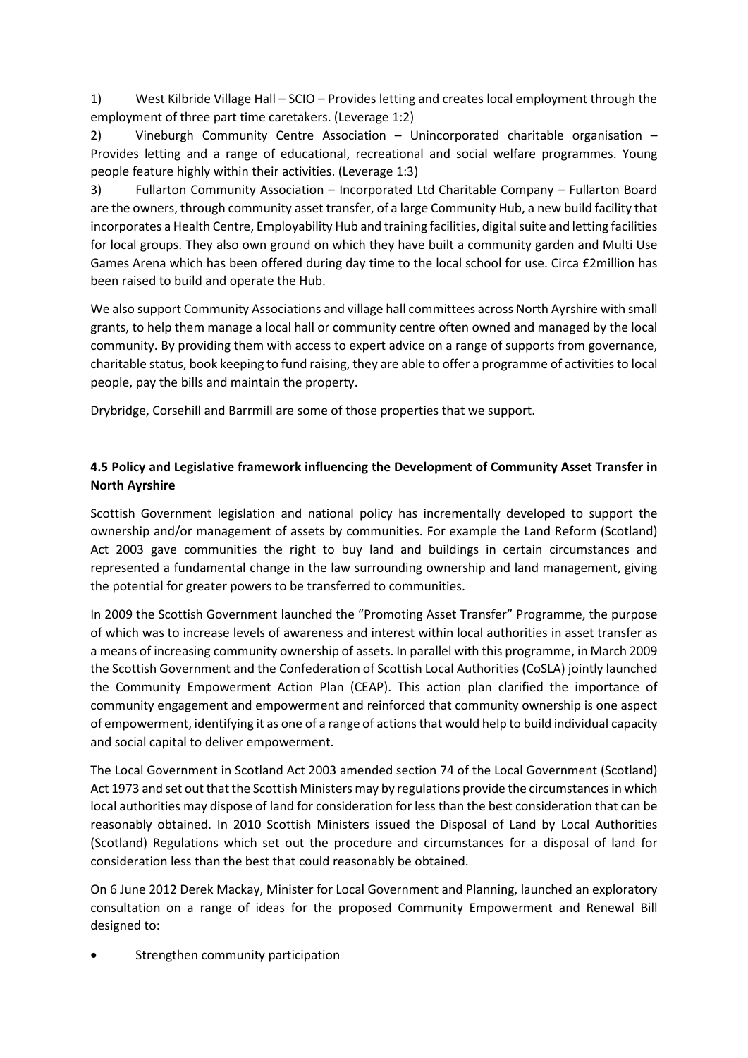1) West Kilbride Village Hall – SCIO – Provides letting and creates local employment through the employment of three part time caretakers. (Leverage 1:2)

2) Vineburgh Community Centre Association – Unincorporated charitable organisation – Provides letting and a range of educational, recreational and social welfare programmes. Young people feature highly within their activities. (Leverage 1:3)

3) Fullarton Community Association – Incorporated Ltd Charitable Company – Fullarton Board are the owners, through community asset transfer, of a large Community Hub, a new build facility that incorporates a Health Centre, Employability Hub and training facilities, digital suite and letting facilities for local groups. They also own ground on which they have built a community garden and Multi Use Games Arena which has been offered during day time to the local school for use. Circa £2million has been raised to build and operate the Hub.

We also support Community Associations and village hall committees across North Ayrshire with small grants, to help them manage a local hall or community centre often owned and managed by the local community. By providing them with access to expert advice on a range of supports from governance, charitable status, book keeping to fund raising, they are able to offer a programme of activities to local people, pay the bills and maintain the property.

Drybridge, Corsehill and Barrmill are some of those properties that we support.

### 4.5 Policy and Legislative framework influencing the Development of Community Asset Transfer in North Ayrshire

Scottish Government legislation and national policy has incrementally developed to support the ownership and/or management of assets by communities. For example the Land Reform (Scotland) Act 2003 gave communities the right to buy land and buildings in certain circumstances and represented a fundamental change in the law surrounding ownership and land management, giving the potential for greater powers to be transferred to communities.

In 2009 the Scottish Government launched the "Promoting Asset Transfer" Programme, the purpose of which was to increase levels of awareness and interest within local authorities in asset transfer as a means of increasing community ownership of assets. In parallel with this programme, in March 2009 the Scottish Government and the Confederation of Scottish Local Authorities (CoSLA) jointly launched the Community Empowerment Action Plan (CEAP). This action plan clarified the importance of community engagement and empowerment and reinforced that community ownership is one aspect of empowerment, identifying it as one of a range of actions that would help to build individual capacity and social capital to deliver empowerment.

The Local Government in Scotland Act 2003 amended section 74 of the Local Government (Scotland) Act 1973 and set out that the Scottish Ministers may by regulations provide the circumstances in which local authorities may dispose of land for consideration for less than the best consideration that can be reasonably obtained. In 2010 Scottish Ministers issued the Disposal of Land by Local Authorities (Scotland) Regulations which set out the procedure and circumstances for a disposal of land for consideration less than the best that could reasonably be obtained.

On 6 June 2012 Derek Mackay, Minister for Local Government and Planning, launched an exploratory consultation on a range of ideas for the proposed Community Empowerment and Renewal Bill designed to:

- Strengthen community participation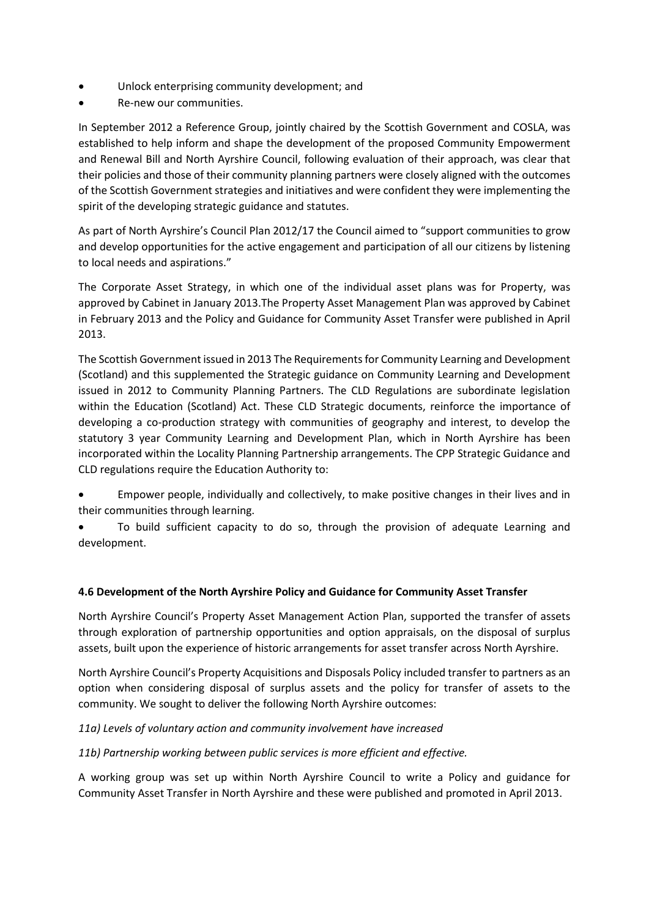- Unlock enterprising community development; and
- Re-new our communities.

In September 2012 a Reference Group, jointly chaired by the Scottish Government and COSLA, was established to help inform and shape the development of the proposed Community Empowerment and Renewal Bill and North Ayrshire Council, following evaluation of their approach, was clear that their policies and those of their community planning partners were closely aligned with the outcomes of the Scottish Government strategies and initiatives and were confident they were implementing the spirit of the developing strategic guidance and statutes.

As part of North Ayrshire's Council Plan 2012/17 the Council aimed to "support communities to grow and develop opportunities for the active engagement and participation of all our citizens by listening to local needs and aspirations."

The Corporate Asset Strategy, in which one of the individual asset plans was for Property, was approved by Cabinet in January 2013.The Property Asset Management Plan was approved by Cabinet in February 2013 and the Policy and Guidance for Community Asset Transfer were published in April 2013.

The Scottish Government issued in 2013 The Requirements for Community Learning and Development (Scotland) and this supplemented the Strategic guidance on Community Learning and Development issued in 2012 to Community Planning Partners. The CLD Regulations are subordinate legislation within the Education (Scotland) Act. These CLD Strategic documents, reinforce the importance of developing a co-production strategy with communities of geography and interest, to develop the statutory 3 year Community Learning and Development Plan, which in North Ayrshire has been incorporated within the Locality Planning Partnership arrangements. The CPP Strategic Guidance and CLD regulations require the Education Authority to:

- Empower people, individually and collectively, to make positive changes in their lives and in their communities through learning.
- To build sufficient capacity to do so, through the provision of adequate Learning and development.

#### 4.6 Development of the North Ayrshire Policy and Guidance for Community Asset Transfer

North Ayrshire Council's Property Asset Management Action Plan, supported the transfer of assets through exploration of partnership opportunities and option appraisals, on the disposal of surplus assets, built upon the experience of historic arrangements for asset transfer across North Ayrshire.

North Ayrshire Council's Property Acquisitions and Disposals Policy included transfer to partners as an option when considering disposal of surplus assets and the policy for transfer of assets to the community. We sought to deliver the following North Ayrshire outcomes:

*11a) Levels of voluntary action and community involvement have increased*

*11b) Partnership working between public services is more efficient and effective.*

A working group was set up within North Ayrshire Council to write a Policy and guidance for Community Asset Transfer in North Ayrshire and these were published and promoted in April 2013.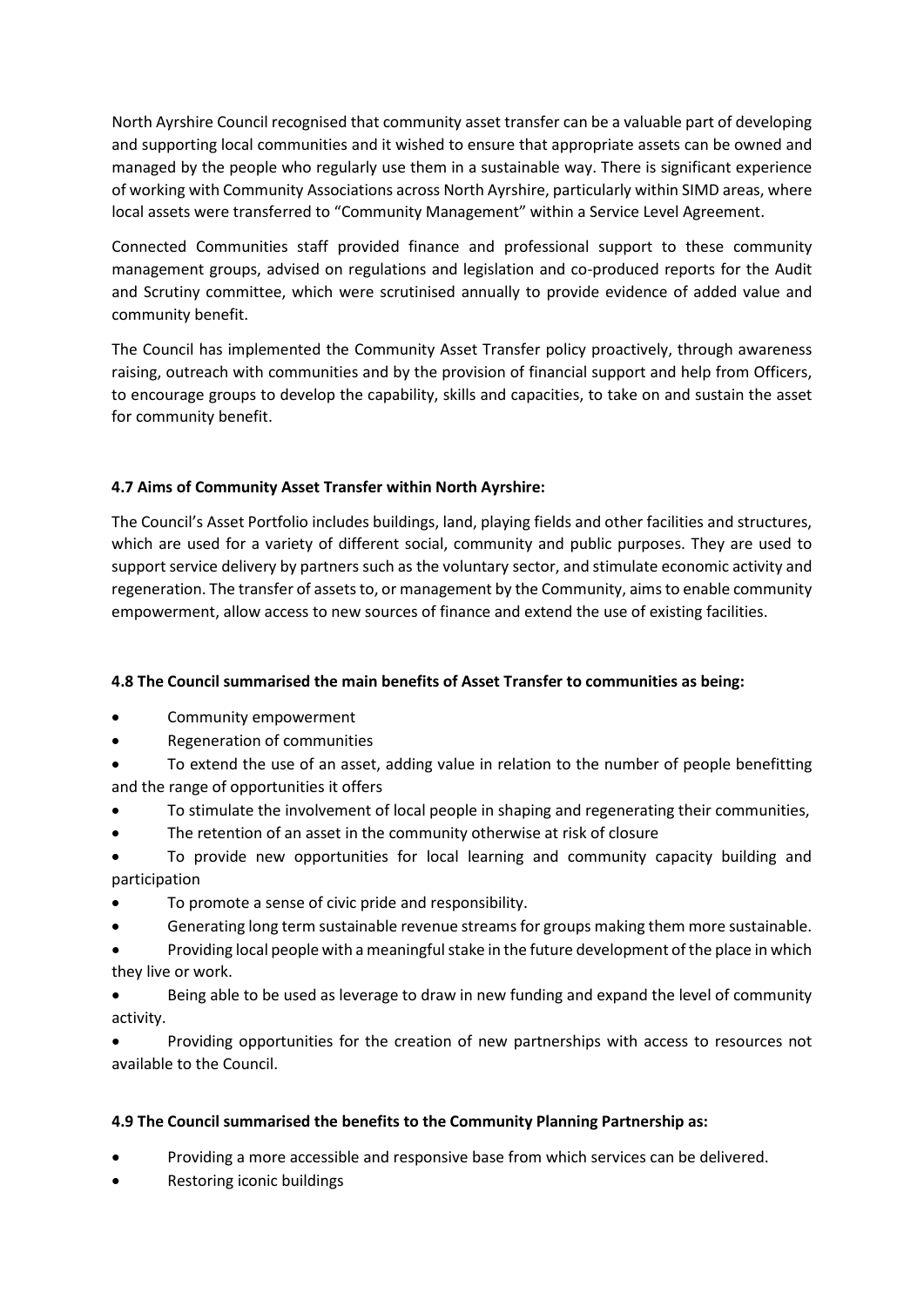North Ayrshire Council recognised that community asset transfer can be a valuable part of developing and supporting local communities and it wished to ensure that appropriate assets can be owned and managed by the people who regularly use them in a sustainable way. There is significant experience of working with Community Associations across North Ayrshire, particularly within SIMD areas, where local assets were transferred to "Community Management" within a Service Level Agreement.

Connected Communities staff provided finance and professional support to these community management groups, advised on regulations and legislation and co-produced reports for the Audit and Scrutiny committee, which were scrutinised annually to provide evidence of added value and community benefit.

The Council has implemented the Community Asset Transfer policy proactively, through awareness raising, outreach with communities and by the provision of financial support and help from Officers, to encourage groups to develop the capability, skills and capacities, to take on and sustain the asset for community benefit.

**4.7 Aims of Community Asset Transfer within North Ayrshire:**

The Council's Asset Portfolio includes buildings, land, playing fields and other facilities and structures, which are used for a variety of different social, community and public purposes. They are used to support service delivery by partners such as the voluntary sector, and stimulate economic activity and regeneration. The transfer of assets to, or management by the Community, aims to enable community empowerment, allow access to new sources of finance and extend the use of existing facilities.

**4.8 The Council summarised the main benefits of Asset Transfer to communities as being:**

- Community empowerment
- Regeneration of communities
- To extend the use of an asset, adding value in relation to the number of people benefitting and the range of opportunities it offers
- To stimulate the involvement of local people in shaping and regenerating their communities,
- The retention of an asset in the community otherwise at risk of closure
- To provide new opportunities for local learning and community capacity building and participation
- To promote a sense of civic pride and responsibility.
- Generating long term sustainable revenue streams for groups making them more sustainable.
- Providing local people with a meaningful stake in the future development of the place in which they live or work.
- Being able to be used as leverage to draw in new funding and expand the level of community activity.
- Providing opportunities for the creation of new partnerships with access to resources not available to the Council.

**4.9 The Council summarised the benefits to the Community Planning Partnership as:**

- Providing a more accessible and responsive base from which services can be delivered.
- Restoring iconic buildings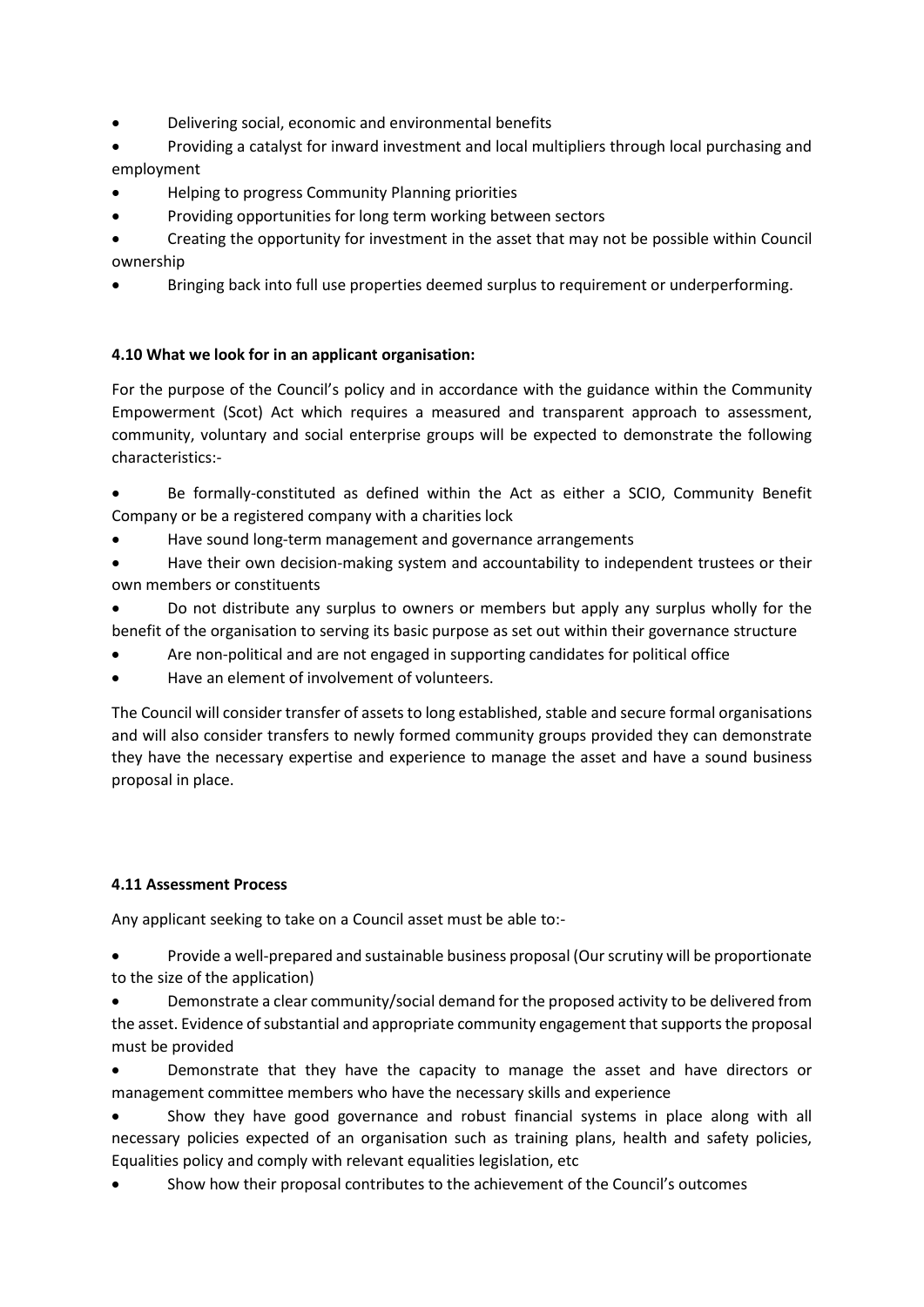- Delivering social, economic and environmental benefits
- Providing a catalyst for inward investment and local multipliers through local purchasing and employment
- Helping to progress Community Planning priorities
- Providing opportunities for long term working between sectors
- Creating the opportunity for investment in the asset that may not be possible within Council ownership
- Bringing back into full use properties deemed surplus to requirement or underperforming.

**4.10 What we look for in an applicant organisation:**

For the purpose of the Council's policy and in accordance with the guidance within the Community Empowerment (Scot) Act which requires a measured and transparent approach to assessment, community, voluntary and social enterprise groups will be expected to demonstrate the following characteristics:-

- Be formally-constituted as defined within the Act as either a SCIO, Community Benefit Company or be a registered company with a charities lock
- Have sound long-term management and governance arrangements
- Have their own decision-making system and accountability to independent trustees or their own members or constituents
- Do not distribute any surplus to owners or members but apply any surplus wholly for the benefit of the organisation to serving its basic purpose as set out within their governance structure
- Are non-political and are not engaged in supporting candidates for political office
- Have an element of involvement of volunteers.

The Council will consider transfer of assets to long established, stable and secure formal organisations and will also consider transfers to newly formed community groups provided they can demonstrate they have the necessary expertise and experience to manage the asset and have a sound business proposal in place.

**4.11 Assessment Process**

Any applicant seeking to take on a Council asset must be able to:-

- Provide a well-prepared and sustainable business proposal (Our scrutiny will be proportionate to the size of the application)
- Demonstrate a clear community/social demand for the proposed activity to be delivered from the asset. Evidence of substantial and appropriate community engagement that supports the proposal must be provided
- Demonstrate that they have the capacity to manage the asset and have directors or management committee members who have the necessary skills and experience
- Show they have good governance and robust financial systems in place along with all necessary policies expected of an organisation such as training plans, health and safety policies, Equalities policy and comply with relevant equalities legislation, etc
- Show how their proposal contributes to the achievement of the Council's outcomes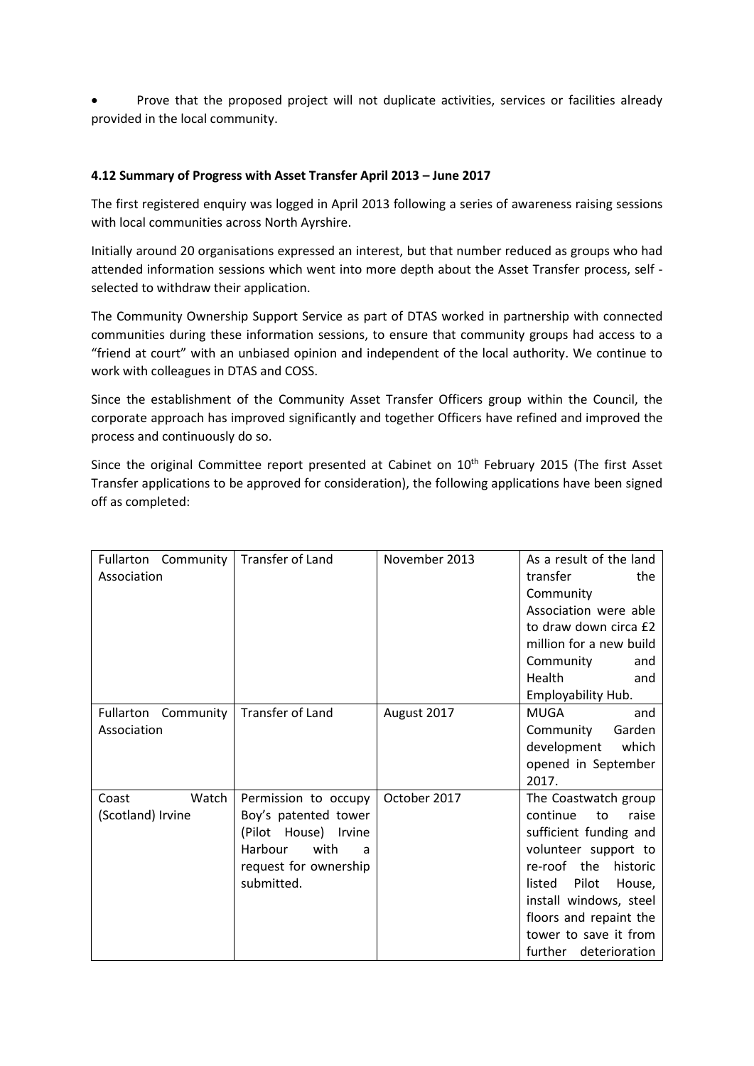- Prove that the proposed project will not duplicate activities, services or facilities already provided in the local community.

**4.12 Summary of Progress with Asset Transfer April 2013 – June 2017**

The first registered enquiry was logged in April 2013 following a series of awareness raising sessions with local communities across North Ayrshire.

Initially around 20 organisations expressed an interest, but that number reduced as groups who had attended information sessions which went into more depth about the Asset Transfer process, self - selected to withdraw their application.

The Community Ownership Support Service as part of DTAS worked in partnership with connected communities during these information sessions, to ensure that community groups had access to a "friend at court" with an unbiased opinion and independent of the local authority. We continue to work with colleagues in DTAS and COSS.

Since the establishment of the Community Asset Transfer Officers group within the Council, the corporate approach has improved significantly and together Officers have refined and improved the process and continuously do so.

Since the original Committee report presented at Cabinet on 10th February 2015 (The first Asset Transfer applications to be approved for consideration), the following applications have been signed off as completed:

| | | | |
|---|---|---|---|
| Fullarton Community Association | Transfer of Land | November 2013 | As a result of the land transfer the Community Association were able to draw down circa £2 million for a new build Community and Health and Employability Hub. |
| Fullarton Community Association | Transfer of Land | August 2017 | MUGA and Community Garden development which opened in September 2017. |
| Coast Watch (Scotland) Irvine | Permission to occupy Boy's patented tower (Pilot House) Irvine Harbour with a request for ownership submitted. | October 2017 | The Coastwatch group continue to raise sufficient funding and volunteer support to re-roof the historic listed Pilot House, install windows, steel floors and repaint the tower to save it from further deterioration |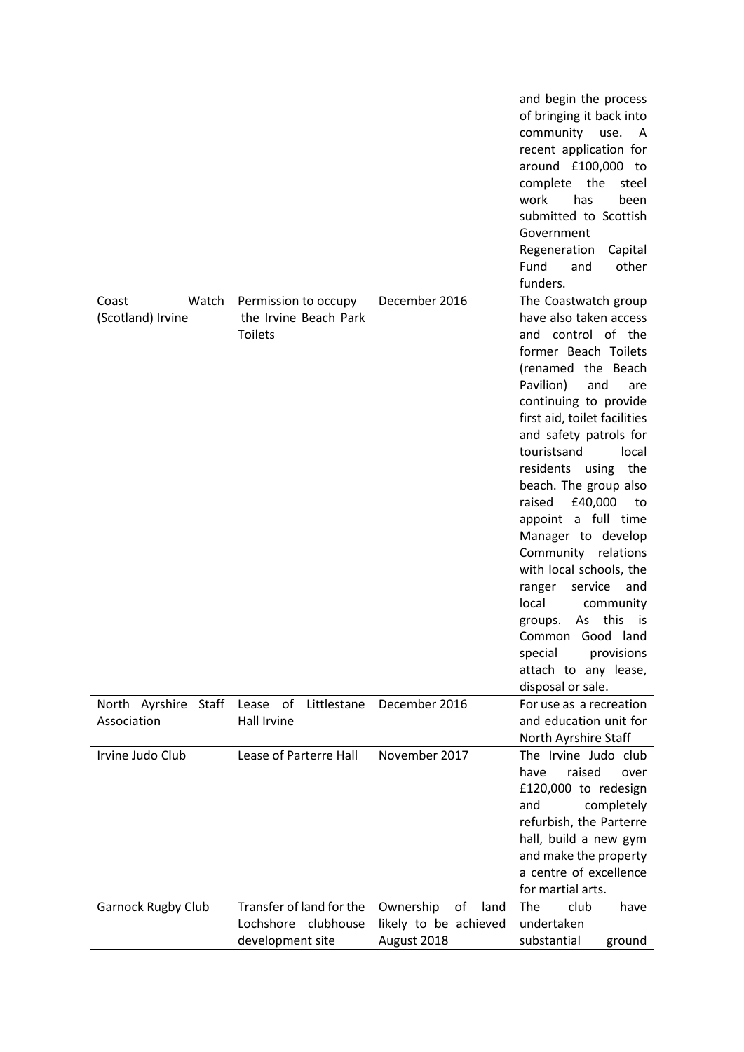| | | | |
|---|---|---|---|
| | | | and begin the process of bringing it back into community use. A recent application for around £100,000 to complete the steel work has been submitted to Scottish Government Regeneration Capital Fund and other funders. |
| Coast Watch (Scotland) Irvine | Permission to occupy the Irvine Beach Park Toilets | December 2016 | The Coastwatch group have also taken access and control of the former Beach Toilets (renamed the Beach Pavilion) and are continuing to provide first aid, toilet facilities and safety patrols for touristsand local residents using the beach. The group also raised £40,000 to appoint a full time Manager to develop Community relations with local schools, the ranger service and local community groups. As this is Common Good land special provisions attach to any lease, disposal or sale. |
| North Ayrshire Staff Association | Lease of Littlestane Hall Irvine | December 2016 | For use as a recreation and education unit for North Ayrshire Staff |
| Irvine Judo Club | Lease of Parterre Hall | November 2017 | The Irvine Judo club have raised over £120,000 to redesign and completely refurbish, the Parterre hall, build a new gym and make the property a centre of excellence for martial arts. |
| Garnock Rugby Club | Transfer of land for the Lochshore clubhouse development site | Ownership of land likely to be achieved August 2018 | The club have undertaken substantial ground |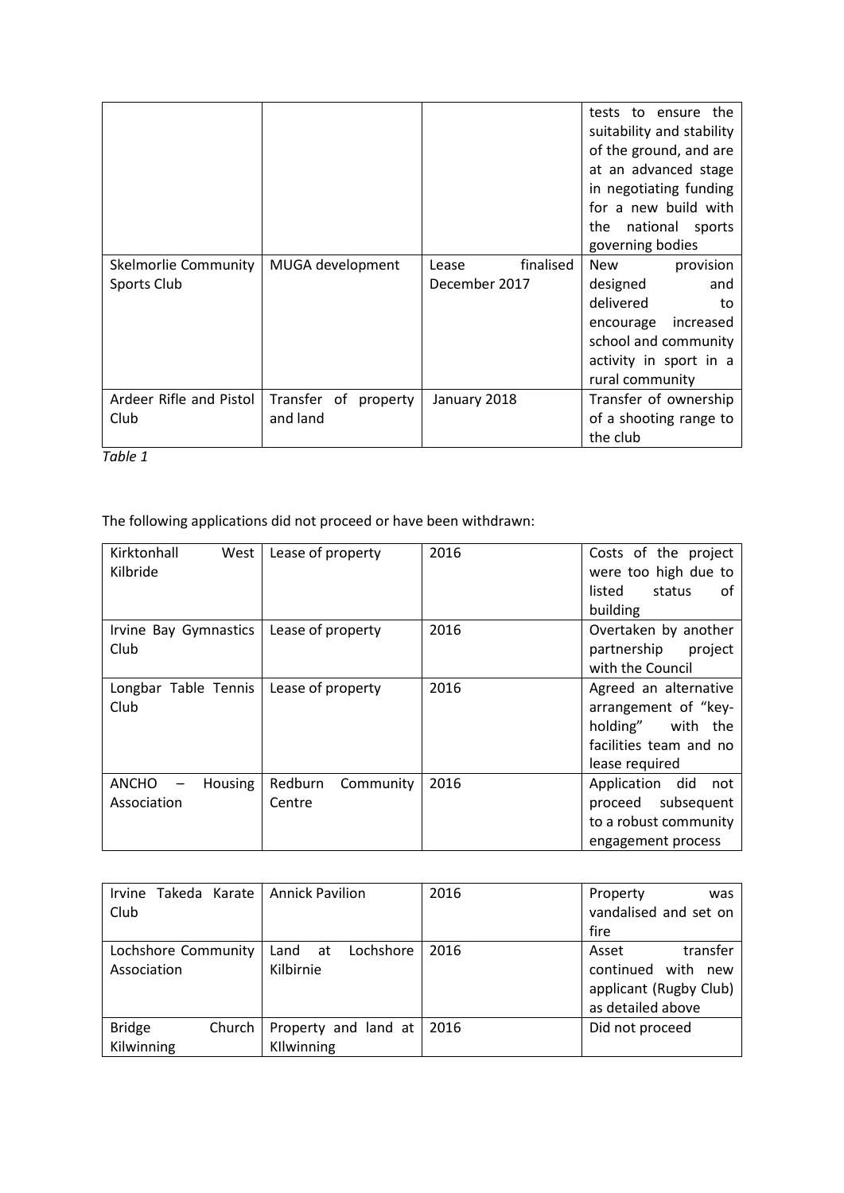| | | | |
|---|---|---|---|
| | | | tests to ensure the suitability and stability of the ground, and are at an advanced stage in negotiating funding for a new build with the national sports governing bodies |
| Skelmorlie Community Sports Club | MUGA development | Lease finalised December 2017 | New provision designed and delivered to encourage increased school and community activity in sport in a rural community |
| Ardeer Rifle and Pistol Club | Transfer of property and land | January 2018 | Transfer of ownership of a shooting range to the club |

*Table 1*

The following applications did not proceed or have been withdrawn:

| | | | |
|---|---|---|---|
| Kirktonhall West Kilbride | Lease of property | 2016 | Costs of the project were too high due to listed status of building |
| Irvine Bay Gymnastics Club | Lease of property | 2016 | Overtaken by another partnership project with the Council |
| Longbar Table Tennis Club | Lease of property | 2016 | Agreed an alternative arrangement of "key-holding" with the facilities team and no lease required |
| ANCHO – Housing Association | Redburn Community Centre | 2016 | Application did not proceed subsequent to a robust community engagement process |
| Irvine Takeda Karate Club | Annick Pavilion | 2016 | Property was vandalised and set on fire |
| Lochshore Community Association | Land at Lochshore Kilbirnie | 2016 | Asset transfer continued with new applicant (Rugby Club) as detailed above |
| Bridge Church Kilwinning | Property and land at KIlwinning | 2016 | Did not proceed |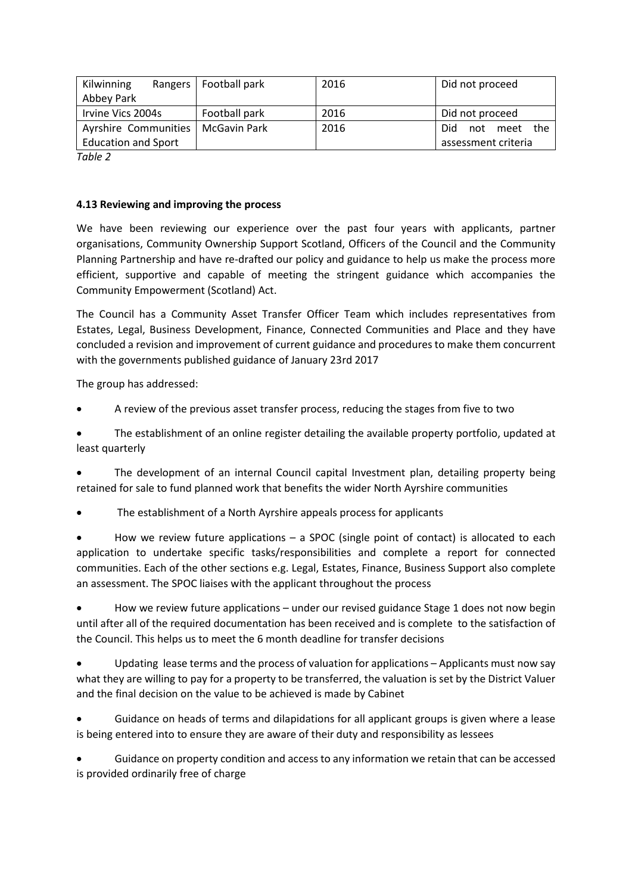| Kilwinning Rangers Abbey Park | Football park | 2016 | Did not proceed |
|---|---|---|---|
| Irvine Vics 2004s | Football park | 2016 | Did not proceed |
| Ayrshire Communities Education and Sport | McGavin Park | 2016 | Did not meet the assessment criteria |

*Table 2*

**4.13 Reviewing and improving the process**

We have been reviewing our experience over the past four years with applicants, partner organisations, Community Ownership Support Scotland, Officers of the Council and the Community Planning Partnership and have re-drafted our policy and guidance to help us make the process more efficient, supportive and capable of meeting the stringent guidance which accompanies the Community Empowerment (Scotland) Act.

The Council has a Community Asset Transfer Officer Team which includes representatives from Estates, Legal, Business Development, Finance, Connected Communities and Place and they have concluded a revision and improvement of current guidance and procedures to make them concurrent with the governments published guidance of January 23rd 2017

The group has addressed:

- A review of the previous asset transfer process, reducing the stages from five to two
- The establishment of an online register detailing the available property portfolio, updated at least quarterly
- The development of an internal Council capital Investment plan, detailing property being retained for sale to fund planned work that benefits the wider North Ayrshire communities
- The establishment of a North Ayrshire appeals process for applicants
- How we review future applications – a SPOC (single point of contact) is allocated to each application to undertake specific tasks/responsibilities and complete a report for connected communities. Each of the other sections e.g. Legal, Estates, Finance, Business Support also complete an assessment. The SPOC liaises with the applicant throughout the process
- How we review future applications – under our revised guidance Stage 1 does not now begin until after all of the required documentation has been received and is complete to the satisfaction of the Council. This helps us to meet the 6 month deadline for transfer decisions
- Updating lease terms and the process of valuation for applications – Applicants must now say what they are willing to pay for a property to be transferred, the valuation is set by the District Valuer and the final decision on the value to be achieved is made by Cabinet
- Guidance on heads of terms and dilapidations for all applicant groups is given where a lease is being entered into to ensure they are aware of their duty and responsibility as lessees
- Guidance on property condition and access to any information we retain that can be accessed is provided ordinarily free of charge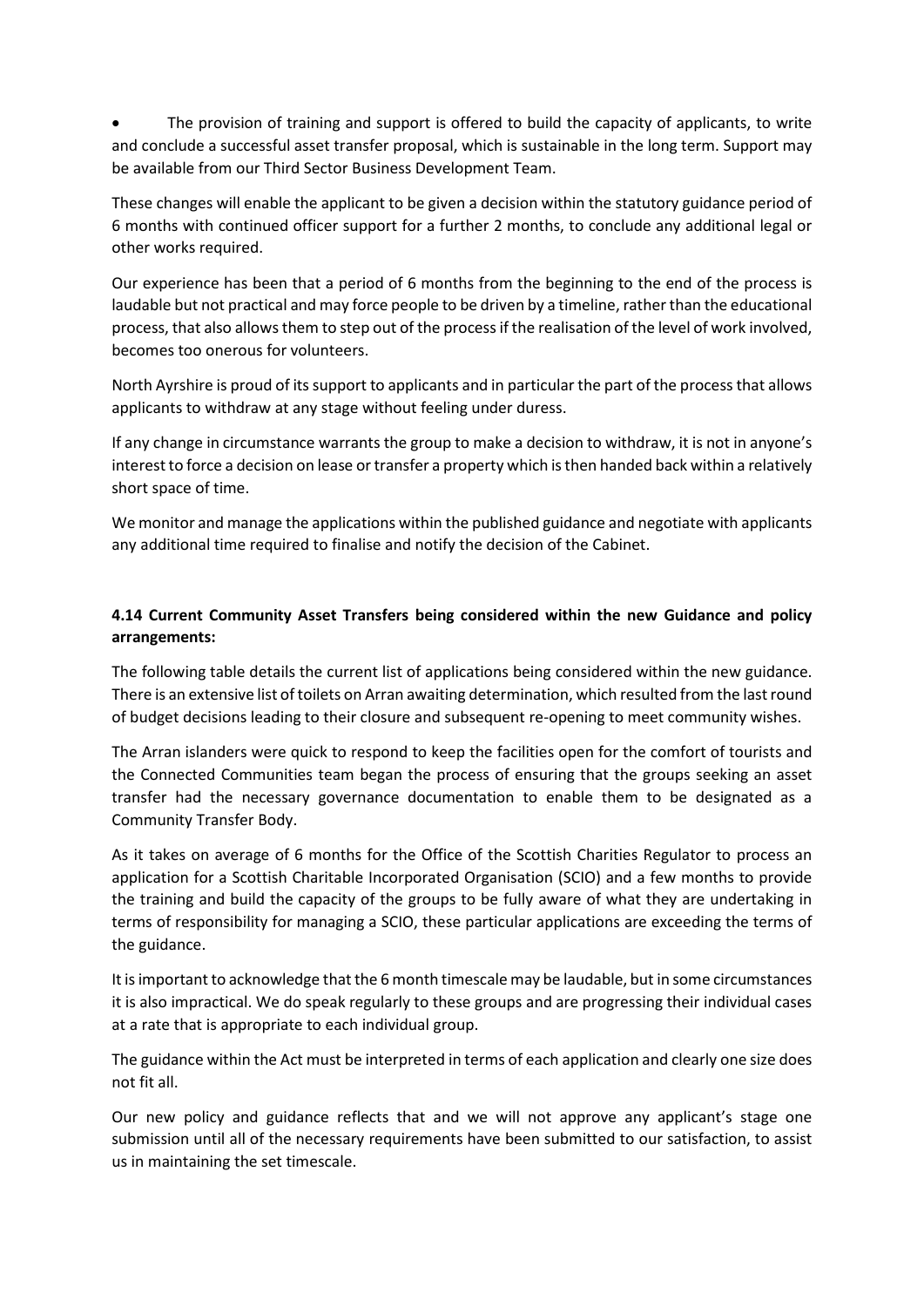- The provision of training and support is offered to build the capacity of applicants, to write and conclude a successful asset transfer proposal, which is sustainable in the long term. Support may be available from our Third Sector Business Development Team.

These changes will enable the applicant to be given a decision within the statutory guidance period of 6 months with continued officer support for a further 2 months, to conclude any additional legal or other works required.

Our experience has been that a period of 6 months from the beginning to the end of the process is laudable but not practical and may force people to be driven by a timeline, rather than the educational process, that also allows them to step out of the process if the realisation of the level of work involved, becomes too onerous for volunteers.

North Ayrshire is proud of its support to applicants and in particular the part of the process that allows applicants to withdraw at any stage without feeling under duress.

If any change in circumstance warrants the group to make a decision to withdraw, it is not in anyone's interest to force a decision on lease or transfer a property which is then handed back within a relatively short space of time.

We monitor and manage the applications within the published guidance and negotiate with applicants any additional time required to finalise and notify the decision of the Cabinet.

**4.14 Current Community Asset Transfers being considered within the new Guidance and policy arrangements:**

The following table details the current list of applications being considered within the new guidance. There is an extensive list of toilets on Arran awaiting determination, which resulted from the last round of budget decisions leading to their closure and subsequent re-opening to meet community wishes.

The Arran islanders were quick to respond to keep the facilities open for the comfort of tourists and the Connected Communities team began the process of ensuring that the groups seeking an asset transfer had the necessary governance documentation to enable them to be designated as a Community Transfer Body.

As it takes on average of 6 months for the Office of the Scottish Charities Regulator to process an application for a Scottish Charitable Incorporated Organisation (SCIO) and a few months to provide the training and build the capacity of the groups to be fully aware of what they are undertaking in terms of responsibility for managing a SCIO, these particular applications are exceeding the terms of the guidance.

It is important to acknowledge that the 6 month timescale may be laudable, but in some circumstances it is also impractical. We do speak regularly to these groups and are progressing their individual cases at a rate that is appropriate to each individual group.

The guidance within the Act must be interpreted in terms of each application and clearly one size does not fit all.

Our new policy and guidance reflects that and we will not approve any applicant's stage one submission until all of the necessary requirements have been submitted to our satisfaction, to assist us in maintaining the set timescale.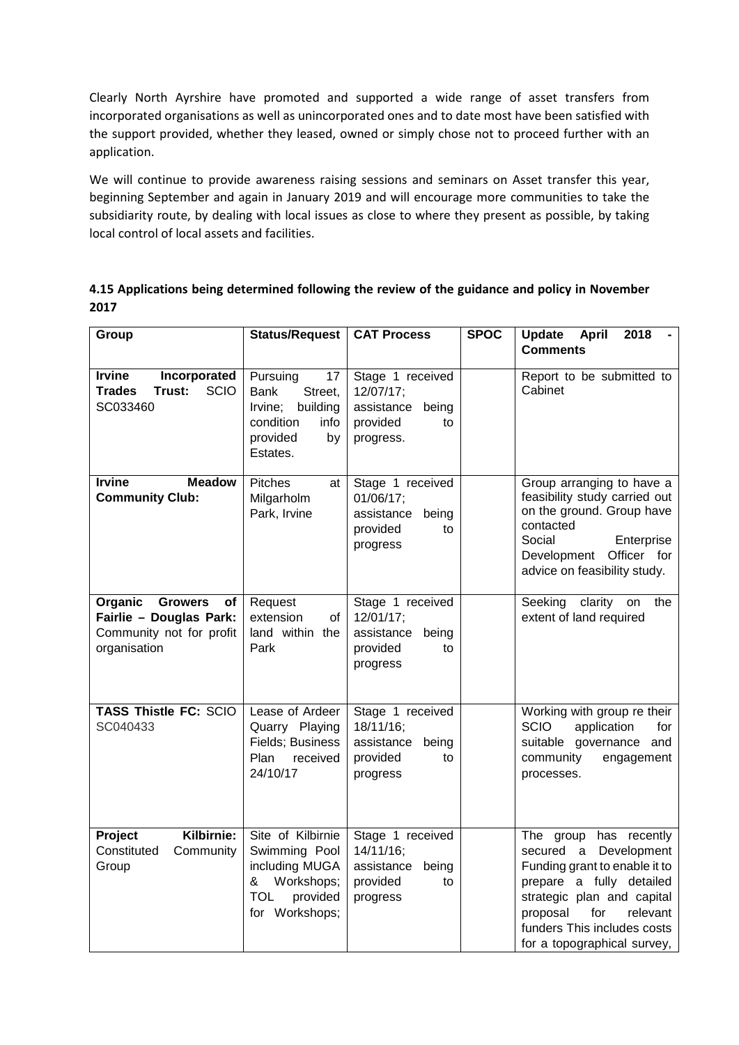Clearly North Ayrshire have promoted and supported a wide range of asset transfers from incorporated organisations as well as unincorporated ones and to date most have been satisfied with the support provided, whether they leased, owned or simply chose not to proceed further with an application.

We will continue to provide awareness raising sessions and seminars on Asset transfer this year, beginning September and again in January 2019 and will encourage more communities to take the subsidiarity route, by dealing with local issues as close to where they present as possible, by taking local control of local assets and facilities.

**4.15 Applications being determined following the review of the guidance and policy in November 2017**

| Group | Status/Request | CAT Process | SPOC | Update April 2018 - Comments |
|---|---|---|---|---|
| **Irvine Incorporated Trades Trust:** SCIO SC033460 | Pursuing 17 Bank Street, Irvine; building condition info provided by Estates. | Stage 1 received 12/07/17; assistance being provided to progress. | | Report to be submitted to Cabinet |
| **Irvine Meadow Community Club:** | Pitches at Milgarholm Park, Irvine | Stage 1 received 01/06/17; assistance being provided to progress | | Group arranging to have a feasibility study carried out on the ground. Group have contacted Social Enterprise Development Officer for advice on feasibility study. |
| **Organic Growers of Fairlie – Douglas Park:** Community not for profit organisation | Request extension of land within the Park | Stage 1 received 12/01/17; assistance being provided to progress | | Seeking clarity on the extent of land required |
| **TASS Thistle FC:** SCIO SC040433 | Lease of Ardeer Quarry Playing Fields; Business Plan received 24/10/17 | Stage 1 received 18/11/16; assistance being provided to progress | | Working with group re their SCIO application for suitable governance and community engagement processes. |
| **Project Kilbirnie:** Constituted Community Group | Site of Kilbirnie Swimming Pool including MUGA & Workshops; TOL provided for Workshops; | Stage 1 received 14/11/16; assistance being provided to progress | | The group has recently secured a Development Funding grant to enable it to prepare a fully detailed strategic plan and capital proposal for relevant funders This includes costs for a topographical survey, |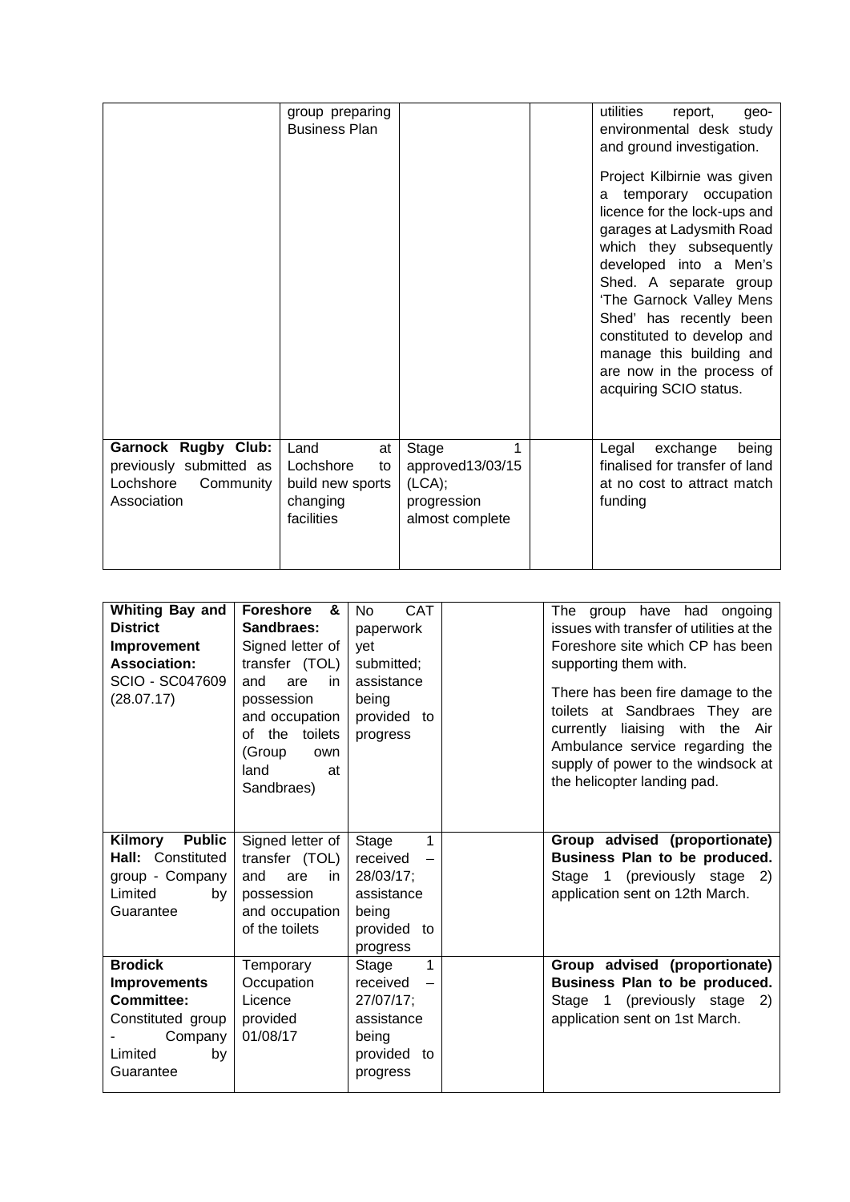| | | | | |
|---|---|---|---|---|
| | group preparing Business Plan | | | utilities report, geo-environmental desk study and ground investigation.<br><br>Project Kilbirnie was given a temporary occupation licence for the lock-ups and garages at Ladysmith Road which they subsequently developed into a Men's Shed. A separate group 'The Garnock Valley Mens Shed' has recently been constituted to develop and manage this building and are now in the process of acquiring SCIO status. |
| **Garnock Rugby Club:** previously submitted as Lochshore Community Association | Land at Lochshore to build new sports changing facilities | Stage 1 approved13/03/15 (LCA); progression almost complete | | Legal exchange being finalised for transfer of land at no cost to attract match funding |

| | | | | |
|---|---|---|---|---|
| **Whiting Bay and District Improvement Association:** SCIO - SC047609 (28.07.17) | **Foreshore & Sandbraes:** Signed letter of transfer (TOL) and are in possession and occupation of the toilets (Group own land at Sandbraes) | No CAT paperwork yet submitted; assistance being provided to progress | | The group have had ongoing issues with transfer of utilities at the Foreshore site which CP has been supporting them with.<br><br>There has been fire damage to the toilets at Sandbraes They are currently liaising with the Air Ambulance service regarding the supply of power to the windsock at the helicopter landing pad. |
| **Kilmory Public Hall:** Constituted group - Company Limited by Guarantee | Signed letter of transfer (TOL) and are in possession and occupation of the toilets | Stage 1 received – 28/03/17; assistance being provided to progress | | **Group advised (proportionate) Business Plan to be produced.** Stage 1 (previously stage 2) application sent on 12th March. |
| **Brodick Improvements Committee:** Constituted group - Company Limited by Guarantee | Temporary Occupation Licence provided 01/08/17 | Stage 1 received – 27/07/17; assistance being provided to progress | | **Group advised (proportionate) Business Plan to be produced.** Stage 1 (previously stage 2) application sent on 1st March. |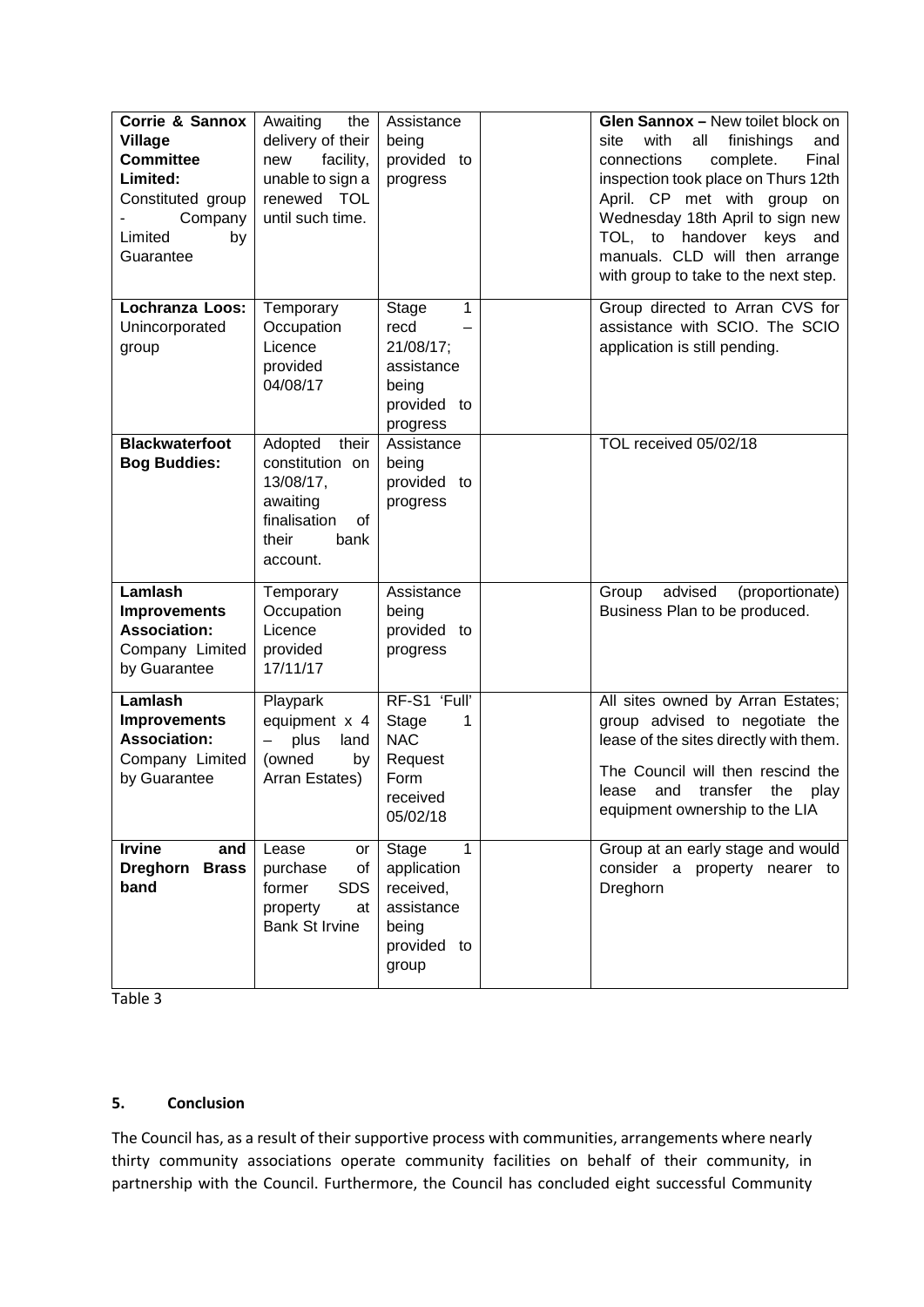| **Corrie & Sannox Village Committee Limited:** Constituted group - Company Limited by Guarantee | Awaiting the delivery of their new facility, unable to sign a renewed TOL until such time. | Assistance being provided to progress | | **Glen Sannox –** New toilet block on site with all finishings and connections complete. Final inspection took place on Thurs 12th April. CP met with group on Wednesday 18th April to sign new TOL, to handover keys and manuals. CLD will then arrange with group to take to the next step. |
|---|---|---|---|---|
| **Lochranza Loos:** Unincorporated group | Temporary Occupation Licence provided 04/08/17 | Stage 1 recd – 21/08/17; assistance being provided to progress | | Group directed to Arran CVS for assistance with SCIO. The SCIO application is still pending. |
| **Blackwaterfoot Bog Buddies:** | Adopted their constitution on 13/08/17, awaiting finalisation of their bank account. | Assistance being provided to progress | | TOL received 05/02/18 |
| **Lamlash Improvements Association:** Company Limited by Guarantee | Temporary Occupation Licence provided 17/11/17 | Assistance being provided to progress | | Group advised (proportionate) Business Plan to be produced. |
| **Lamlash Improvements Association:** Company Limited by Guarantee | Playpark equipment x 4 – plus land (owned by Arran Estates) | RF-S1 'Full' Stage 1 NAC Request Form received 05/02/18 | | All sites owned by Arran Estates; group advised to negotiate the lease of the sites directly with them.<br><br>The Council will then rescind the lease and transfer the play equipment ownership to the LIA |
| **Irvine and Dreghorn Brass band** | Lease or purchase of former SDS property at Bank St Irvine | Stage 1 application received, assistance being provided to group | | Group at an early stage and would consider a property nearer to Dreghorn |

Table 3

## 5. Conclusion

The Council has, as a result of their supportive process with communities, arrangements where nearly thirty community associations operate community facilities on behalf of their community, in partnership with the Council. Furthermore, the Council has concluded eight successful Community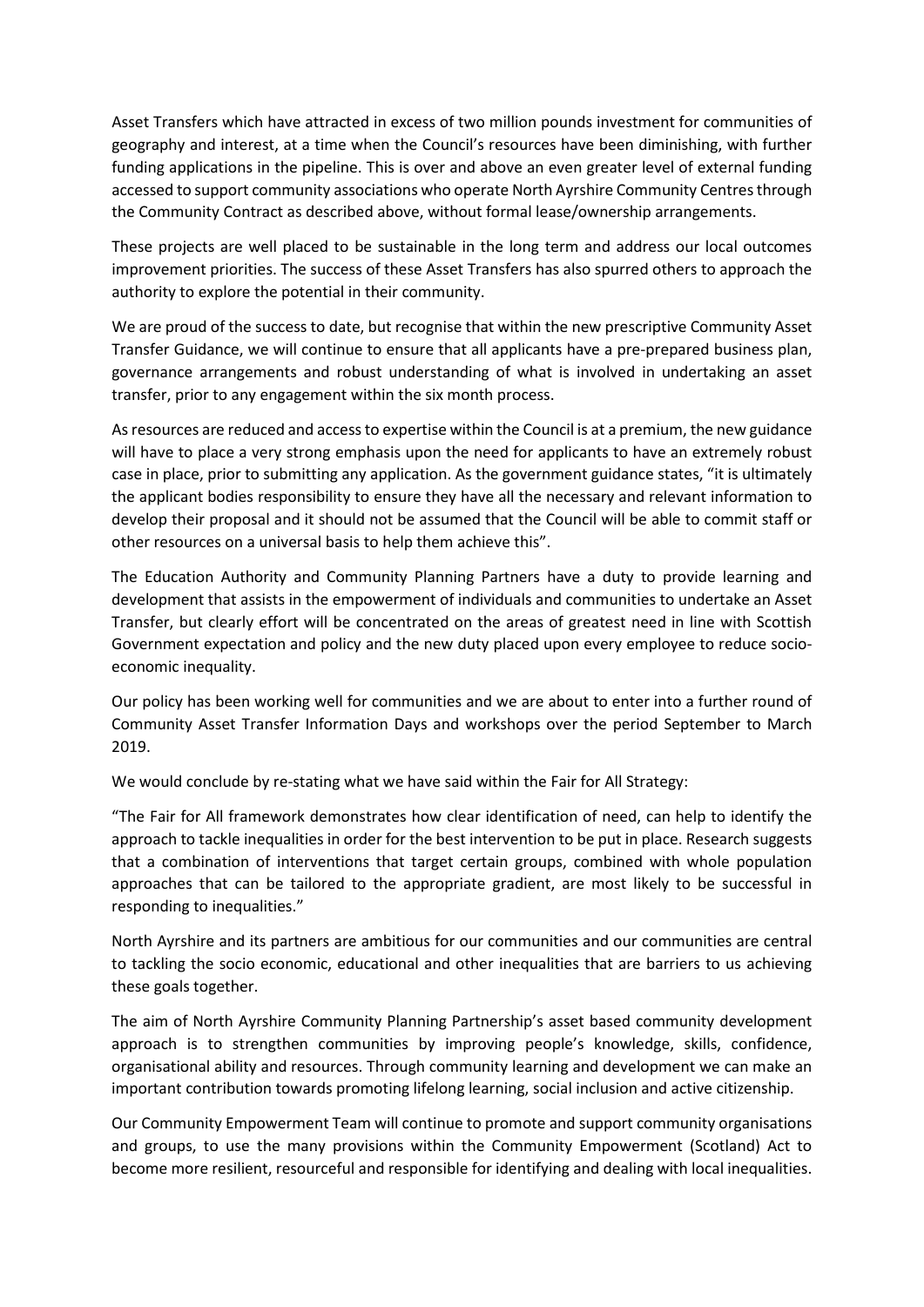Asset Transfers which have attracted in excess of two million pounds investment for communities of geography and interest, at a time when the Council's resources have been diminishing, with further funding applications in the pipeline. This is over and above an even greater level of external funding accessed to support community associations who operate North Ayrshire Community Centres through the Community Contract as described above, without formal lease/ownership arrangements.

These projects are well placed to be sustainable in the long term and address our local outcomes improvement priorities. The success of these Asset Transfers has also spurred others to approach the authority to explore the potential in their community.

We are proud of the success to date, but recognise that within the new prescriptive Community Asset Transfer Guidance, we will continue to ensure that all applicants have a pre-prepared business plan, governance arrangements and robust understanding of what is involved in undertaking an asset transfer, prior to any engagement within the six month process.

As resources are reduced and access to expertise within the Council is at a premium, the new guidance will have to place a very strong emphasis upon the need for applicants to have an extremely robust case in place, prior to submitting any application. As the government guidance states, "it is ultimately the applicant bodies responsibility to ensure they have all the necessary and relevant information to develop their proposal and it should not be assumed that the Council will be able to commit staff or other resources on a universal basis to help them achieve this".

The Education Authority and Community Planning Partners have a duty to provide learning and development that assists in the empowerment of individuals and communities to undertake an Asset Transfer, but clearly effort will be concentrated on the areas of greatest need in line with Scottish Government expectation and policy and the new duty placed upon every employee to reduce socio-economic inequality.

Our policy has been working well for communities and we are about to enter into a further round of Community Asset Transfer Information Days and workshops over the period September to March 2019.

We would conclude by re-stating what we have said within the Fair for All Strategy:

"The Fair for All framework demonstrates how clear identification of need, can help to identify the approach to tackle inequalities in order for the best intervention to be put in place. Research suggests that a combination of interventions that target certain groups, combined with whole population approaches that can be tailored to the appropriate gradient, are most likely to be successful in responding to inequalities."

North Ayrshire and its partners are ambitious for our communities and our communities are central to tackling the socio economic, educational and other inequalities that are barriers to us achieving these goals together.

The aim of North Ayrshire Community Planning Partnership's asset based community development approach is to strengthen communities by improving people's knowledge, skills, confidence, organisational ability and resources. Through community learning and development we can make an important contribution towards promoting lifelong learning, social inclusion and active citizenship.

Our Community Empowerment Team will continue to promote and support community organisations and groups, to use the many provisions within the Community Empowerment (Scotland) Act to become more resilient, resourceful and responsible for identifying and dealing with local inequalities.